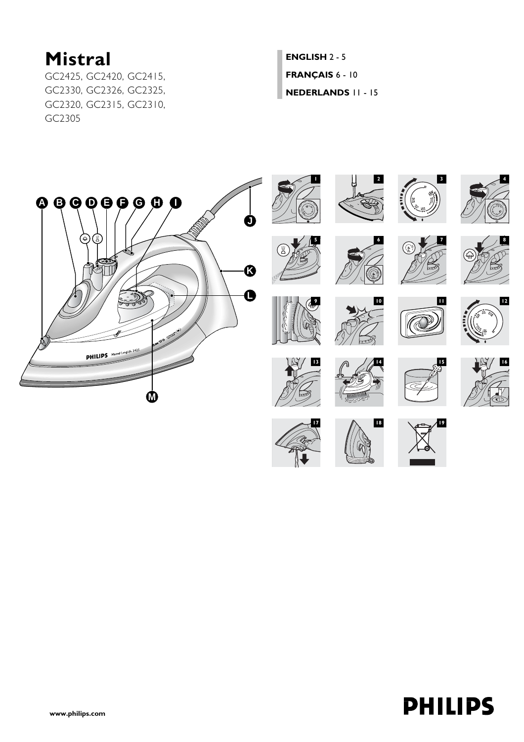# Mistral

GC2425, GC2420, GC2415, GC2330, GC2326, GC2325, GC2320, GC2315, GC2310, GC2305

**ENGLISH** 2 - 5

**FRANÇAIS** 6 - 10

**NEDERLANDS** 11 - 15

www.philips.com

PHILIPS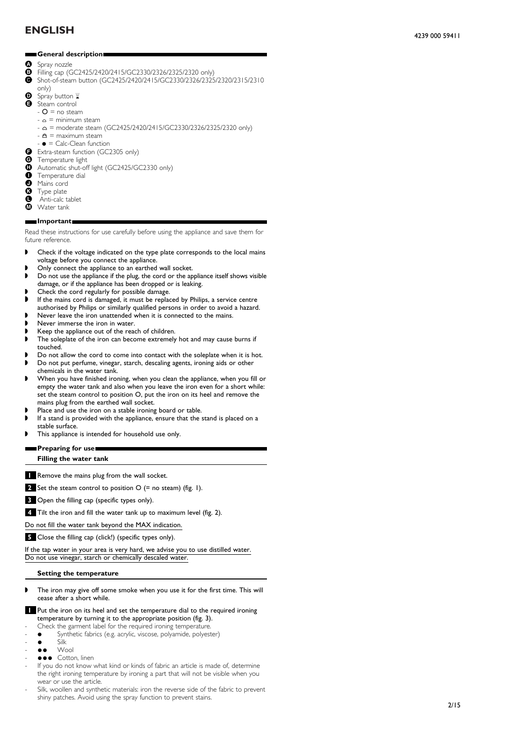# ENGLISH

4239 000 59411

## General description

- A Spray nozzle
- B Filling cap (GC2425/2420/2415/GC2330/2326/2325/2320 only)
- C Shot-of-steam button (GC2425/2420/2415/GC2330/2326/2325/2320/2315/2310 only)
- D Spray button
- E Steam control
  - O = no steam
  - = minimum steam
  - = moderate steam (GC2425/2420/2415/GC2330/2326/2325/2320 only)
  - = maximum steam
  - ● = Calc-Clean function
- F Extra-steam function (GC2305 only)
- G Temperature light
- H Automatic shut-off light (GC2425/GC2330 only)
- I Temperature dial
- J Mains cord
- K Type plate
- L Anti-calc tablet
- M Water tank

## Important

Read these instructions for use carefully before using the appliance and save them for future reference.

- Check if the voltage indicated on the type plate corresponds to the local mains voltage before you connect the appliance.
- Only connect the appliance to an earthed wall socket.
- Do not use the appliance if the plug, the cord or the appliance itself shows visible damage, or if the appliance has been dropped or is leaking.
- Check the cord regularly for possible damage.
- If the mains cord is damaged, it must be replaced by Philips, a service centre authorised by Philips or similarly qualified persons in order to avoid a hazard.
- Never leave the iron unattended when it is connected to the mains.
- Never immerse the iron in water.
- Keep the appliance out of the reach of children.
- The soleplate of the iron can become extremely hot and may cause burns if touched.
- Do not allow the cord to come into contact with the soleplate when it is hot.
- Do not put perfume, vinegar, starch, descaling agents, ironing aids or other chemicals in the water tank.
- When you have finished ironing, when you clean the appliance, when you fill or empty the water tank and also when you leave the iron even for a short while: set the steam control to position O, put the iron on its heel and remove the mains plug from the earthed wall socket.
- Place and use the iron on a stable ironing board or table.
- If a stand is provided with the appliance, ensure that the stand is placed on a stable surface.
- This appliance is intended for household use only.

## Preparing for use

### Filling the water tank

1. Remove the mains plug from the wall socket.
2. Set the steam control to position O (= no steam) (fig. 1).
3. Open the filling cap (specific types only).
4. Tilt the iron and fill the water tank up to maximum level (fig. 2).

Do not fill the water tank beyond the MAX indication.

5. Close the filling cap (click!) (specific types only).

If the tap water in your area is very hard, we advise you to use distilled water. Do not use vinegar, starch or chemically descaled water.

### Setting the temperature

- The iron may give off some smoke when you use it for the first time. This will cease after a short while.

1. Put the iron on its heel and set the temperature dial to the required ironing temperature by turning it to the appropriate position (fig. 3).

- Check the garment label for the required ironing temperature.
- ● Synthetic fabrics (e.g. acrylic, viscose, polyamide, polyester)
- ● Silk
- ●● Wool
- ●●● Cotton, linen
- If you do not know what kind or kinds of fabric an article is made of, determine the right ironing temperature by ironing a part that will not be visible when you wear or use the article.
- Silk, woollen and synthetic materials: iron the reverse side of the fabric to prevent shiny patches. Avoid using the spray function to prevent stains.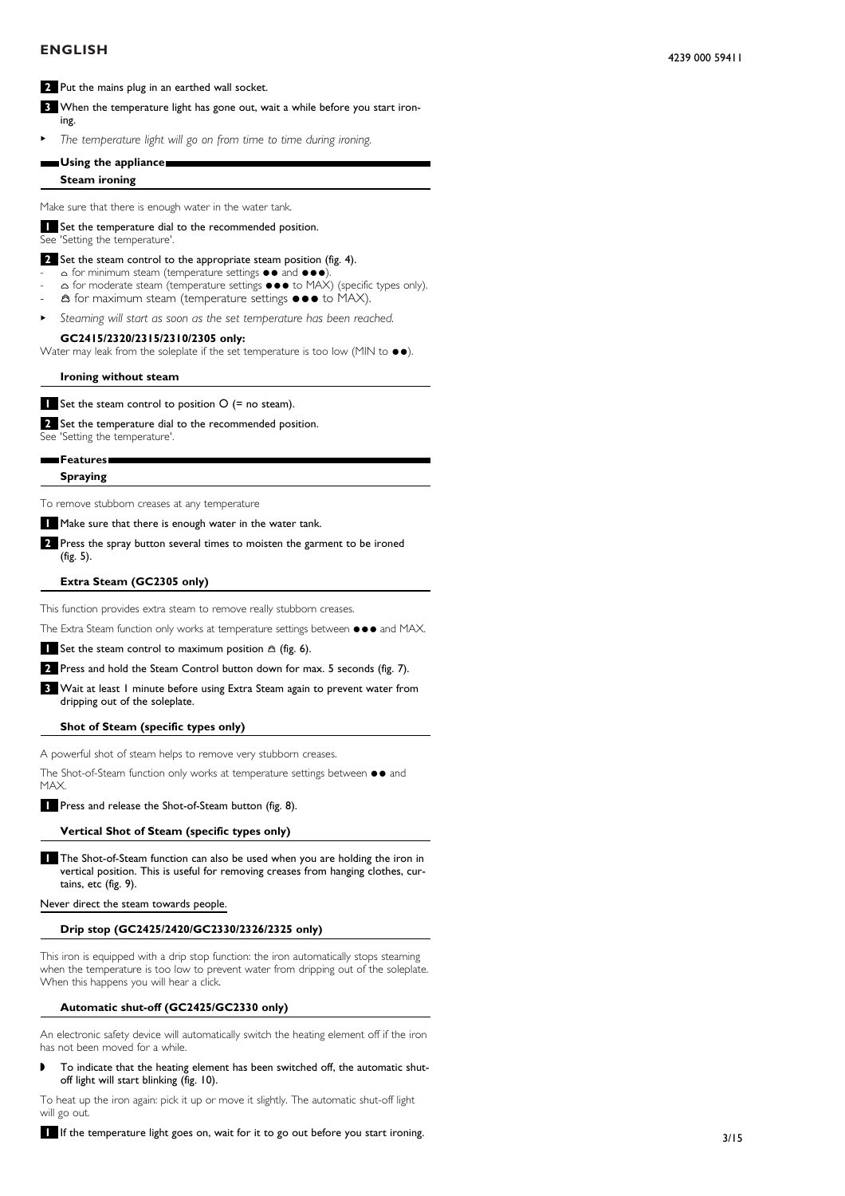2 Put the mains plug in an earthed wall socket.

3 When the temperature light has gone out, wait a while before you start ironing.

- *The temperature light will go on from time to time during ironing.*

## Using the appliance

### Steam ironing

Make sure that there is enough water in the water tank.

1 Set the temperature dial to the recommended position.
See 'Setting the temperature'.

2 Set the steam control to the appropriate steam position (fig. 4).
- ⌂ for minimum steam (temperature settings ●● and ●●●).
- ⌂ for moderate steam (temperature settings ●●● to MAX) (specific types only).
- ⌂ for maximum steam (temperature settings ●●● to MAX).

- *Steaming will start as soon as the set temperature has been reached.*

**GC2415/2320/2315/2310/2305 only:**
Water may leak from the soleplate if the set temperature is too low (MIN to ●●).

### Ironing without steam

1 Set the steam control to position O (= no steam).

2 Set the temperature dial to the recommended position.
See 'Setting the temperature'.

## Features

### Spraying

To remove stubborn creases at any temperature

1 Make sure that there is enough water in the water tank.

2 Press the spray button several times to moisten the garment to be ironed (fig. 5).

### Extra Steam (GC2305 only)

This function provides extra steam to remove really stubborn creases.

The Extra Steam function only works at temperature settings between ●●● and MAX.

1 Set the steam control to maximum position ⌂ (fig. 6).

2 Press and hold the Steam Control button down for max. 5 seconds (fig. 7).

3 Wait at least 1 minute before using Extra Steam again to prevent water from dripping out of the soleplate.

### Shot of Steam (specific types only)

A powerful shot of steam helps to remove very stubborn creases.

The Shot-of-Steam function only works at temperature settings between ●● and MAX.

1 Press and release the Shot-of-Steam button (fig. 8).

### Vertical Shot of Steam (specific types only)

1 The Shot-of-Steam function can also be used when you are holding the iron in vertical position. This is useful for removing creases from hanging clothes, curtains, etc (fig. 9).

Never direct the steam towards people.

### Drip stop (GC2425/2420/GC2330/2326/2325 only)

This iron is equipped with a drip stop function: the iron automatically stops steaming when the temperature is too low to prevent water from dripping out of the soleplate. When this happens you will hear a click.

### Automatic shut-off (GC2425/GC2330 only)

An electronic safety device will automatically switch the heating element off if the iron has not been moved for a while.

- To indicate that the heating element has been switched off, the automatic shut-off light will start blinking (fig. 10).

To heat up the iron again: pick it up or move it slightly. The automatic shut-off light will go out.

1 If the temperature light goes on, wait for it to go out before you start ironing.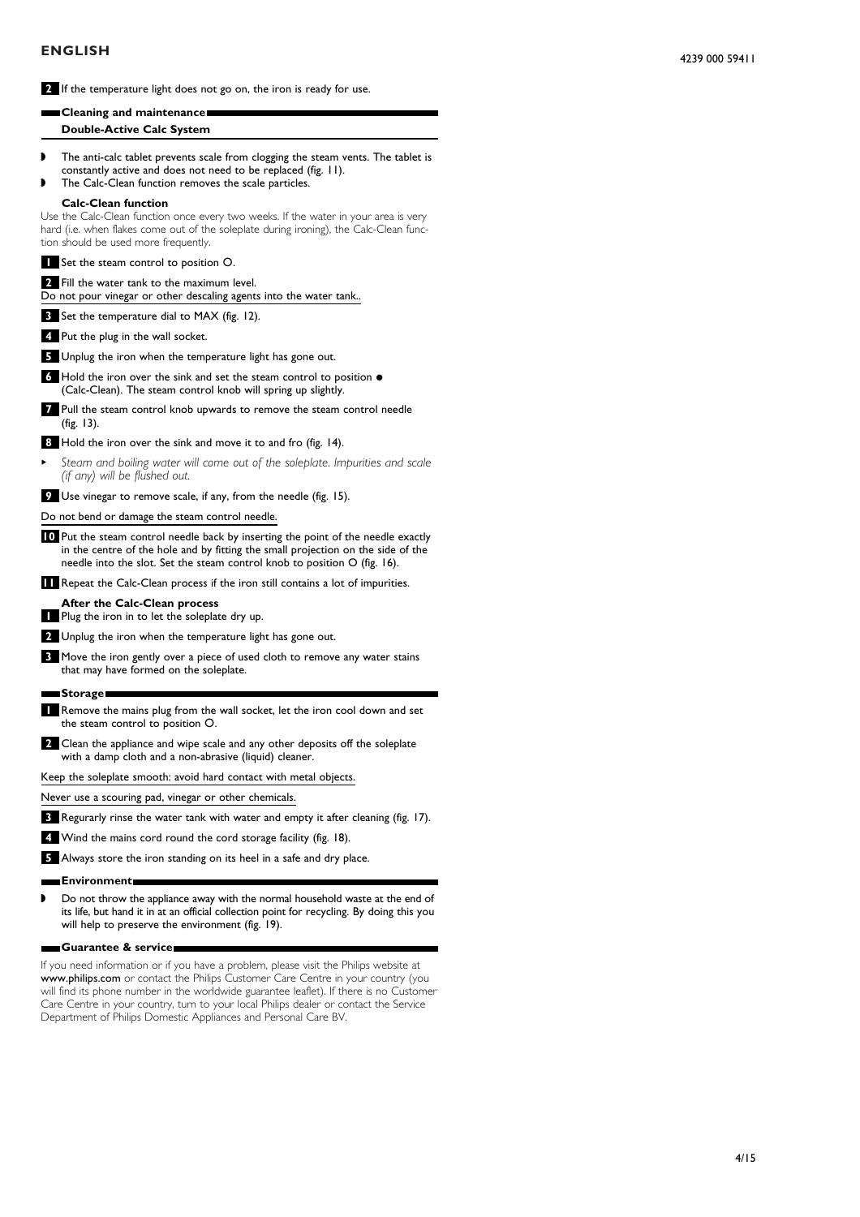2 If the temperature light does not go on, the iron is ready for use.

## Cleaning and maintenance

### Double-Active Calc System

- The anti-calc tablet prevents scale from clogging the steam vents. The tablet is constantly active and does not need to be replaced (fig. 11).
- The Calc-Clean function removes the scale particles.

#### Calc-Clean function

Use the Calc-Clean function once every two weeks. If the water in your area is very hard (i.e. when flakes come out of the soleplate during ironing), the Calc-Clean function should be used more frequently.

1 Set the steam control to position O.

2 Fill the water tank to the maximum level.

Do not pour vinegar or other descaling agents into the water tank..

3 Set the temperature dial to MAX (fig. 12).

4 Put the plug in the wall socket.

5 Unplug the iron when the temperature light has gone out.

6 Hold the iron over the sink and set the steam control to position ● (Calc-Clean). The steam control knob will spring up slightly.

7 Pull the steam control knob upwards to remove the steam control needle (fig. 13).

8 Hold the iron over the sink and move it to and fro (fig. 14).

- *Steam and boiling water will come out of the soleplate. Impurities and scale (if any) will be flushed out.*

9 Use vinegar to remove scale, if any, from the needle (fig. 15).

Do not bend or damage the steam control needle.

10 Put the steam control needle back by inserting the point of the needle exactly in the centre of the hole and by fitting the small projection on the side of the needle into the slot. Set the steam control knob to position O (fig. 16).

11 Repeat the Calc-Clean process if the iron still contains a lot of impurities.

#### After the Calc-Clean process

1 Plug the iron in to let the soleplate dry up.

2 Unplug the iron when the temperature light has gone out.

3 Move the iron gently over a piece of used cloth to remove any water stains that may have formed on the soleplate.

## Storage

1 Remove the mains plug from the wall socket, let the iron cool down and set the steam control to position O.

2 Clean the appliance and wipe scale and any other deposits off the soleplate with a damp cloth and a non-abrasive (liquid) cleaner.

Keep the soleplate smooth: avoid hard contact with metal objects.

Never use a scouring pad, vinegar or other chemicals.

3 Regurarly rinse the water tank with water and empty it after cleaning (fig. 17).

4 Wind the mains cord round the cord storage facility (fig. 18).

5 Always store the iron standing on its heel in a safe and dry place.

## Environment

- Do not throw the appliance away with the normal household waste at the end of its life, but hand it in at an official collection point for recycling. By doing this you will help to preserve the environment (fig. 19).

## Guarantee & service

If you need information or if you have a problem, please visit the Philips website at **www.philips.com** or contact the Philips Customer Care Centre in your country (you will find its phone number in the worldwide guarantee leaflet). If there is no Customer Care Centre in your country, turn to your local Philips dealer or contact the Service Department of Philips Domestic Appliances and Personal Care BV.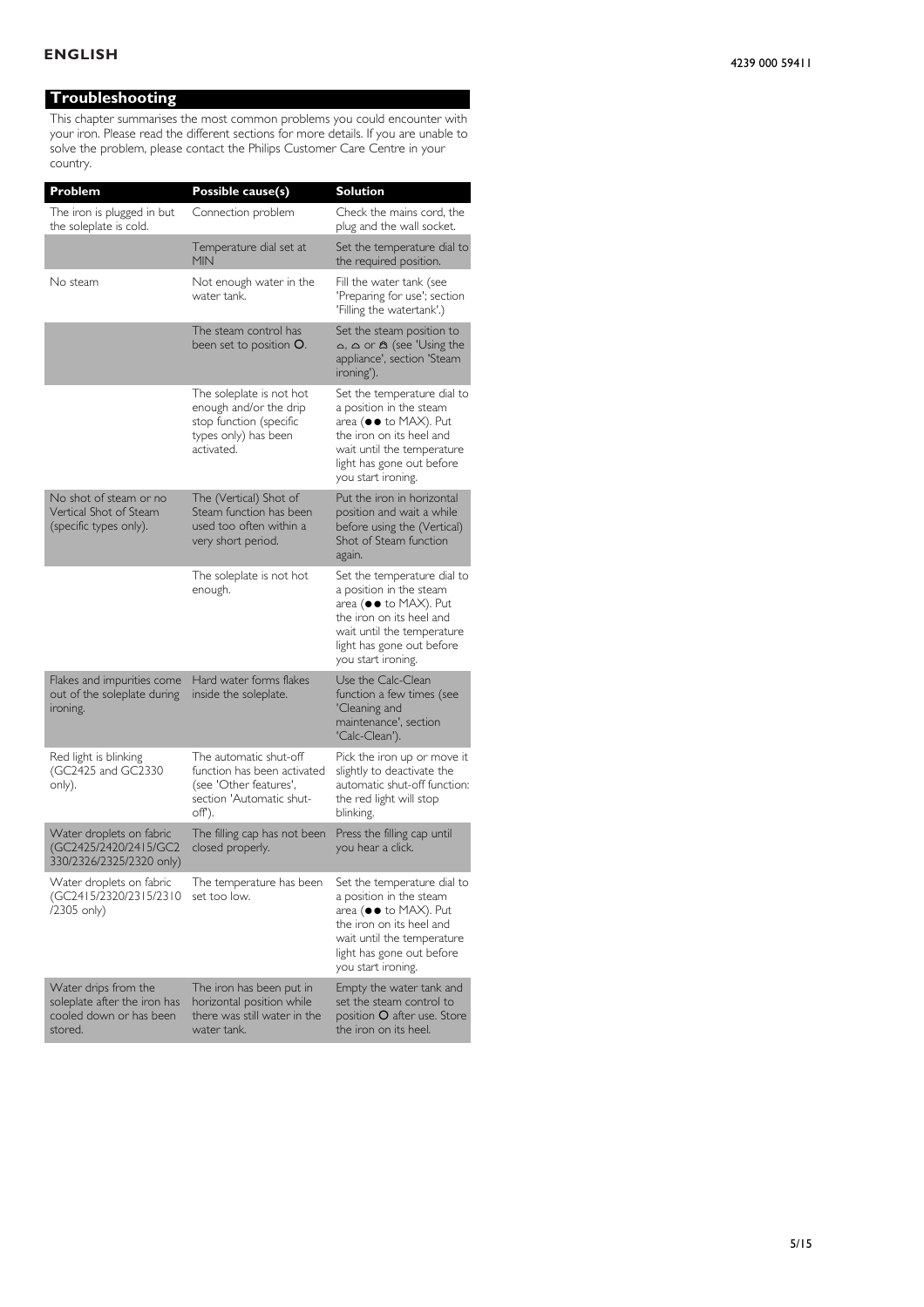## Troubleshooting

This chapter summarises the most common problems you could encounter with your iron. Please read the different sections for more details. If you are unable to solve the problem, please contact the Philips Customer Care Centre in your country.

| Problem | Possible cause(s) | Solution |
|---|---|---|
| The iron is plugged in but the soleplate is cold. | Connection problem | Check the mains cord, the plug and the wall socket. |
| | Temperature dial set at MIN | Set the temperature dial to the required position. |
| No steam | Not enough water in the water tank. | Fill the water tank (see 'Preparing for use'; section 'Filling the watertank'.) |
| | The steam control has been set to position O. | Set the steam position to ⌂, ⌂ or ⌂ (see 'Using the appliance', section 'Steam ironing'). |
| | The soleplate is not hot enough and/or the drip stop function (specific types only) has been activated. | Set the temperature dial to a position in the steam area (●● to MAX). Put the iron on its heel and wait until the temperature light has gone out before you start ironing. |
| No shot of steam or no Vertical Shot of Steam (specific types only). | The (Vertical) Shot of Steam function has been used too often within a very short period. | Put the iron in horizontal position and wait a while before using the (Vertical) Shot of Steam function again. |
| | The soleplate is not hot enough. | Set the temperature dial to a position in the steam area (●● to MAX). Put the iron on its heel and wait until the temperature light has gone out before you start ironing. |
| Flakes and impurities come out of the soleplate during ironing. | Hard water forms flakes inside the soleplate. | Use the Calc-Clean function a few times (see 'Cleaning and maintenance', section 'Calc-Clean'). |
| Red light is blinking (GC2425 and GC2330 only). | The automatic shut-off function has been activated (see 'Other features', section 'Automatic shut-off'). | Pick the iron up or move it slightly to deactivate the automatic shut-off function: the red light will stop blinking. |
| Water droplets on fabric (GC2425/2420/2415/GC2330/2326/2325/2320 only) | The filling cap has not been closed properly. | Press the filling cap until you hear a click. |
| Water droplets on fabric (GC2415/2320/2315/2310/2305 only) | The temperature has been set too low. | Set the temperature dial to a position in the steam area (●● to MAX). Put the iron on its heel and wait until the temperature light has gone out before you start ironing. |
| Water drips from the soleplate after the iron has cooled down or has been stored. | The iron has been put in horizontal position while there was still water in the water tank. | Empty the water tank and set the steam control to position O after use. Store the iron on its heel. |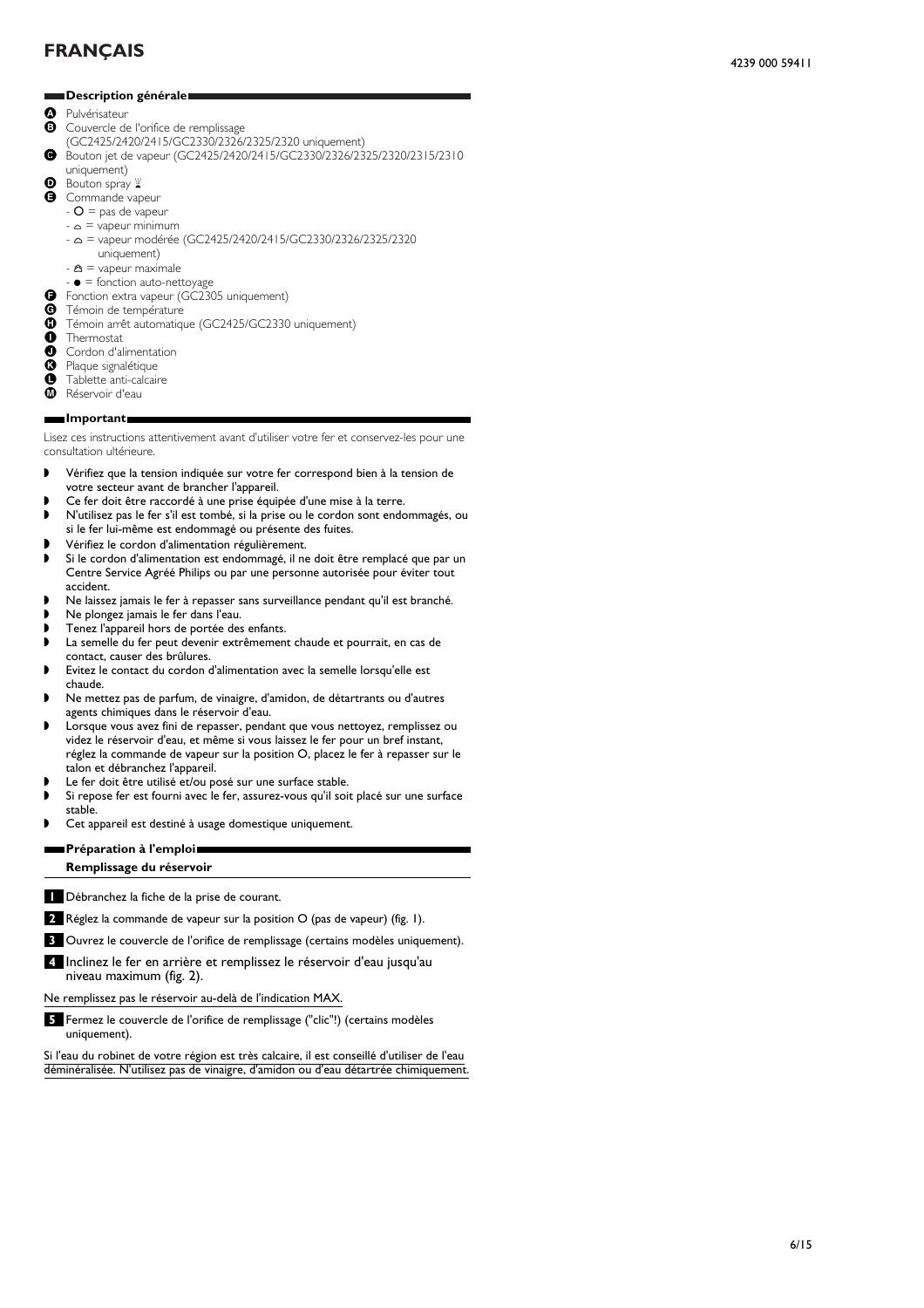# FRANÇAIS

4239 000 59411

## Description générale

- **A** Pulvérisateur
- **B** Couvercle de l'orifice de remplissage (GC2425/2420/2415/GC2330/2326/2325/2320 uniquement)
- **C** Bouton jet de vapeur (GC2425/2420/2415/GC2330/2326/2325/2320/2315/2310 uniquement)
- **D** Bouton spray
- **E** Commande vapeur
  - O = pas de vapeur
  - = vapeur minimum
  - = vapeur modérée (GC2425/2420/2415/GC2330/2326/2325/2320 uniquement)
  - = vapeur maximale
  - ● = fonction auto-nettoyage
- **F** Fonction extra vapeur (GC2305 uniquement)
- **G** Témoin de température
- **H** Témoin arrêt automatique (GC2425/GC2330 uniquement)
- **I** Thermostat
- **J** Cordon d'alimentation
- **K** Plaque signalétique
- **L** Tablette anti-calcaire
- **M** Réservoir d'eau

## Important

Lisez ces instructions attentivement avant d'utiliser votre fer et conservez-les pour une consultation ultérieure.

- Vérifiez que la tension indiquée sur votre fer correspond bien à la tension de votre secteur avant de brancher l'appareil.
- Ce fer doit être raccordé à une prise équipée d'une mise à la terre.
- N'utilisez pas le fer s'il est tombé, si la prise ou le cordon sont endommagés, ou si le fer lui-même est endommagé ou présente des fuites.
- Vérifiez le cordon d'alimentation régulièrement.
- Si le cordon d'alimentation est endommagé, il ne doit être remplacé que par un Centre Service Agréé Philips ou par une personne autorisée pour éviter tout accident.
- Ne laissez jamais le fer à repasser sans surveillance pendant qu'il est branché.
- Ne plongez jamais le fer dans l'eau.
- Tenez l'appareil hors de portée des enfants.
- La semelle du fer peut devenir extrêmement chaude et pourrait, en cas de contact, causer des brûlures.
- Evitez le contact du cordon d'alimentation avec la semelle lorsqu'elle est chaude.
- Ne mettez pas de parfum, de vinaigre, d'amidon, de détartrants ou d'autres agents chimiques dans le réservoir d'eau.
- Lorsque vous avez fini de repasser, pendant que vous nettoyez, remplissez ou videz le réservoir d'eau, et même si vous laissez le fer pour un bref instant, réglez la commande de vapeur sur la position O, placez le fer à repasser sur le talon et débranchez l'appareil.
- Le fer doit être utilisé et/ou posé sur une surface stable.
- Si repose fer est fourni avec le fer, assurez-vous qu'il soit placé sur une surface stable.
- Cet appareil est destiné à usage domestique uniquement.

## Préparation à l'emploi

### Remplissage du réservoir

1. Débranchez la fiche de la prise de courant.
2. Réglez la commande de vapeur sur la position O (pas de vapeur) (fig. 1).
3. Ouvrez le couvercle de l'orifice de remplissage (certains modèles uniquement).
4. Inclinez le fer en arrière et remplissez le réservoir d'eau jusqu'au niveau maximum (fig. 2).

Ne remplissez pas le réservoir au-delà de l'indication MAX.

5. Fermez le couvercle de l'orifice de remplissage ("clic"!) (certains modèles uniquement).

Si l'eau du robinet de votre région est très calcaire, il est conseillé d'utiliser de l'eau déminéralisée. N'utilisez pas de vinaigre, d'amidon ou d'eau détartrée chimiquement.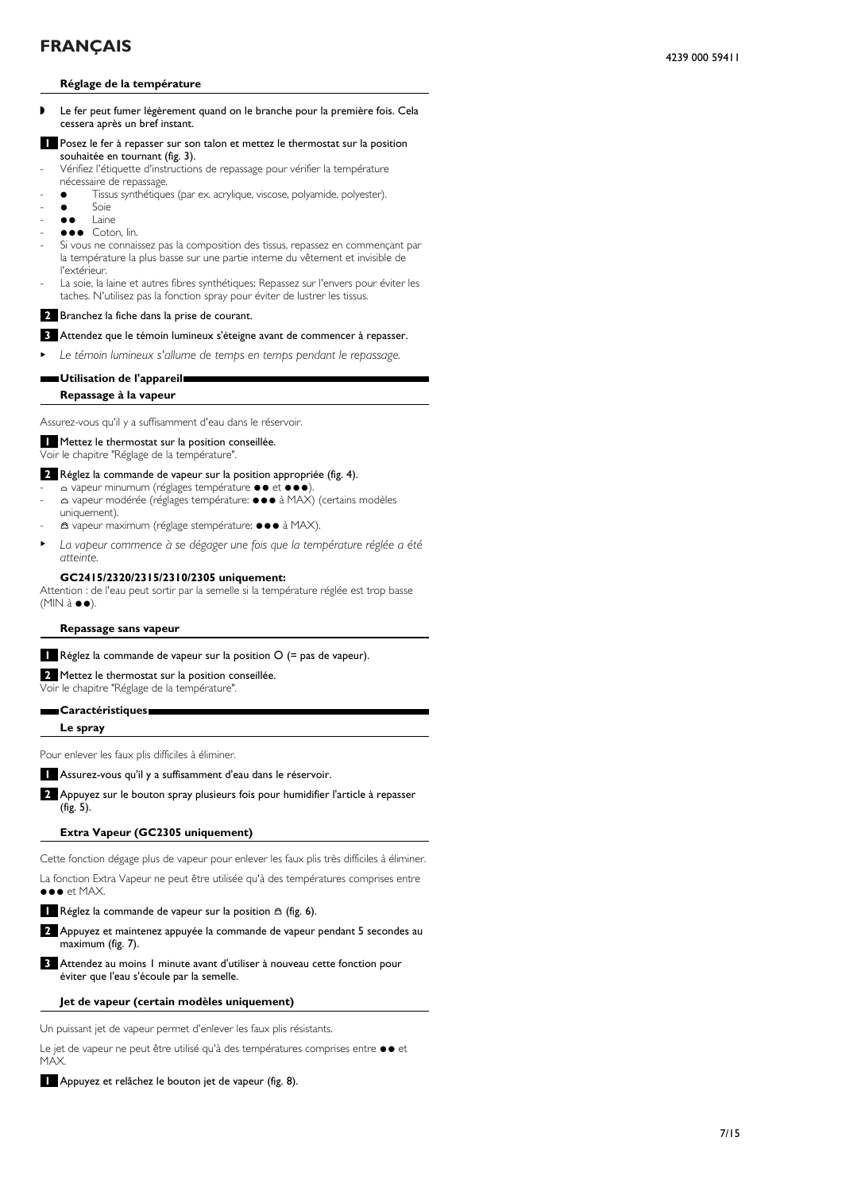# FRANÇAIS

### Réglage de la température

- Le fer peut fumer légèrement quand on le branche pour la première fois. Cela cessera après un bref instant.

**1** Posez le fer à repasser sur son talon et mettez le thermostat sur la position souhaitée en tournant (fig. 3).

- Vérifiez l'étiquette d'instructions de repassage pour vérifier la température nécessaire de repassage.
- ● Tissus synthétiques (par ex. acrylique, viscose, polyamide, polyester).
- ● Soie
- ●● Laine
- ●●● Coton, lin.
- Si vous ne connaissez pas la composition des tissus, repassez en commençant par la température la plus basse sur une partie interne du vêtement et invisible de l'extérieur.
- La soie, la laine et autres fibres synthétiques: Repassez sur l'envers pour éviter les taches. N'utilisez pas la fonction spray pour éviter de lustrer les tissus.

**2** Branchez la fiche dans la prise de courant.

**3** Attendez que le témoin lumineux s'éteigne avant de commencer à repasser.

- *Le témoin lumineux s'allume de temps en temps pendant le repassage.*

## Utilisation de l'appareil

### Repassage à la vapeur

Assurez-vous qu'il y a suffisamment d'eau dans le réservoir.

**1** Mettez le thermostat sur la position conseillée.
Voir le chapitre "Réglage de la température".

**2** Réglez la commande de vapeur sur la position appropriée (fig. 4).

- vapeur minumum (réglages température ●● et ●●●).
- vapeur modérée (réglages température: ●●● à MAX) (certains modèles uniquement).
- vapeur maximum (réglage stempérature: ●●● à MAX).
- *La vapeur commence à se dégager une fois que la température réglée a été atteinte.*

**GC2415/2320/2315/2310/2305 uniquement:**
Attention : de l'eau peut sortir par la semelle si la température réglée est trop basse (MIN à ●●).

### Repassage sans vapeur

**1** Réglez la commande de vapeur sur la position O (= pas de vapeur).

**2** Mettez le thermostat sur la position conseillée.
Voir le chapitre "Réglage de la température".

## Caractéristiques

### Le spray

Pour enlever les faux plis difficiles à éliminer.

**1** Assurez-vous qu'il y a suffisamment d'eau dans le réservoir.

**2** Appuyez sur le bouton spray plusieurs fois pour humidifier l'article à repasser (fig. 5).

### Extra Vapeur (GC2305 uniquement)

Cette fonction dégage plus de vapeur pour enlever les faux plis très difficiles à éliminer.

La fonction Extra Vapeur ne peut être utilisée qu'à des températures comprises entre ●●● et MAX.

**1** Réglez la commande de vapeur sur la position (fig. 6).

**2** Appuyez et maintenez appuyée la commande de vapeur pendant 5 secondes au maximum (fig. 7).

**3** Attendez au moins 1 minute avant d'utiliser à nouveau cette fonction pour éviter que l'eau s'écoule par la semelle.

### Jet de vapeur (certain modèles uniquement)

Un puissant jet de vapeur permet d'enlever les faux plis résistants.

Le jet de vapeur ne peut être utilisé qu'à des températures comprises entre ●● et MAX.

**1** Appuyez et relâchez le bouton jet de vapeur (fig. 8).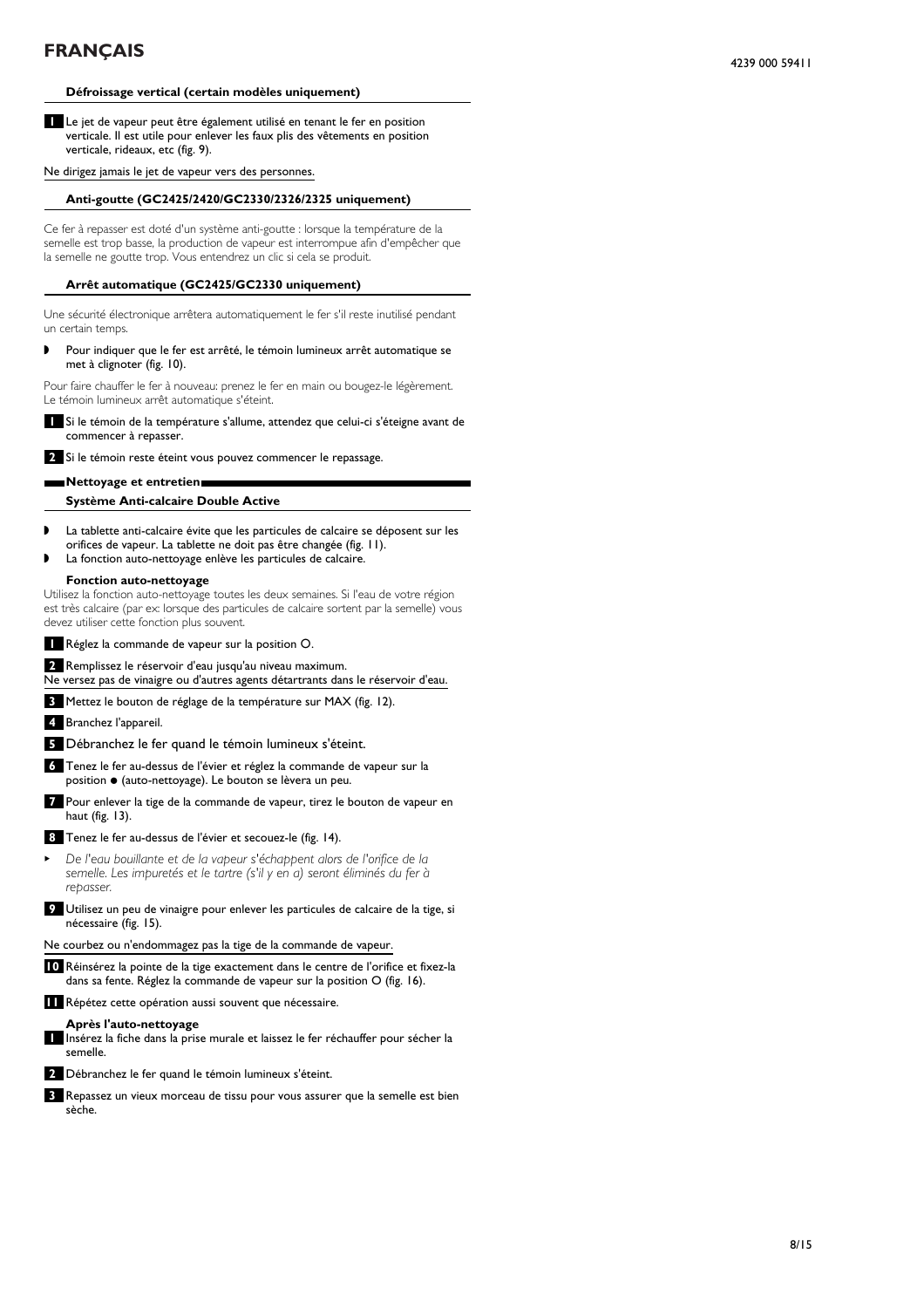### Défroissage vertical (certain modèles uniquement)

1 Le jet de vapeur peut être également utilisé en tenant le fer en position verticale. Il est utile pour enlever les faux plis des vêtements en position verticale, rideaux, etc (fig. 9).

Ne dirigez jamais le jet de vapeur vers des personnes.

### Anti-goutte (GC2425/2420/GC2330/2326/2325 uniquement)

Ce fer à repasser est doté d'un système anti-goutte : lorsque la température de la semelle est trop basse, la production de vapeur est interrompue afin d'empêcher que la semelle ne goutte trop. Vous entendrez un clic si cela se produit.

### Arrêt automatique (GC2425/GC2330 uniquement)

Une sécurité électronique arrêtera automatiquement le fer s'il reste inutilisé pendant un certain temps.

- Pour indiquer que le fer est arrêté, le témoin lumineux arrêt automatique se met à clignoter (fig. 10).

Pour faire chauffer le fer à nouveau: prenez le fer en main ou bougez-le légèrement. Le témoin lumineux arrêt automatique s'éteint.

1 Si le témoin de la température s'allume, attendez que celui-ci s'éteigne avant de commencer à repasser.

2 Si le témoin reste éteint vous pouvez commencer le repassage.

## Nettoyage et entretien

### Système Anti-calcaire Double Active

- La tablette anti-calcaire évite que les particules de calcaire se déposent sur les orifices de vapeur. La tablette ne doit pas être changée (fig. 11).
- La fonction auto-nettoyage enlève les particules de calcaire.

#### Fonction auto-nettoyage

Utilisez la fonction auto-nettoyage toutes les deux semaines. Si l'eau de votre région est très calcaire (par ex: lorsque des particules de calcaire sortent par la semelle) vous devez utiliser cette fonction plus souvent.

1 Réglez la commande de vapeur sur la position O.

2 Remplissez le réservoir d'eau jusqu'au niveau maximum.

Ne versez pas de vinaigre ou d'autres agents détartrants dans le réservoir d'eau.

3 Mettez le bouton de réglage de la température sur MAX (fig. 12).

4 Branchez l'appareil.

5 Débranchez le fer quand le témoin lumineux s'éteint.

6 Tenez le fer au-dessus de l'évier et réglez la commande de vapeur sur la position ● (auto-nettoyage). Le bouton se lèvera un peu.

7 Pour enlever la tige de la commande de vapeur, tirez le bouton de vapeur en haut (fig. 13).

8 Tenez le fer au-dessus de l'évier et secouez-le (fig. 14).

- *De l'eau bouillante et de la vapeur s'échappent alors de l'orifice de la semelle. Les impuretés et le tartre (s'il y en a) seront éliminés du fer à repasser.*

9 Utilisez un peu de vinaigre pour enlever les particules de calcaire de la tige, si nécessaire (fig. 15).

Ne courbez ou n'endommagez pas la tige de la commande de vapeur.

10 Réinsérez la pointe de la tige exactement dans le centre de l'orifice et fixez-la dans sa fente. Réglez la commande de vapeur sur la position O (fig. 16).

11 Répétez cette opération aussi souvent que nécessaire.

#### Après l'auto-nettoyage

1 Insérez la fiche dans la prise murale et laissez le fer réchauffer pour sécher la semelle.

2 Débranchez le fer quand le témoin lumineux s'éteint.

3 Repassez un vieux morceau de tissu pour vous assurer que la semelle est bien sèche.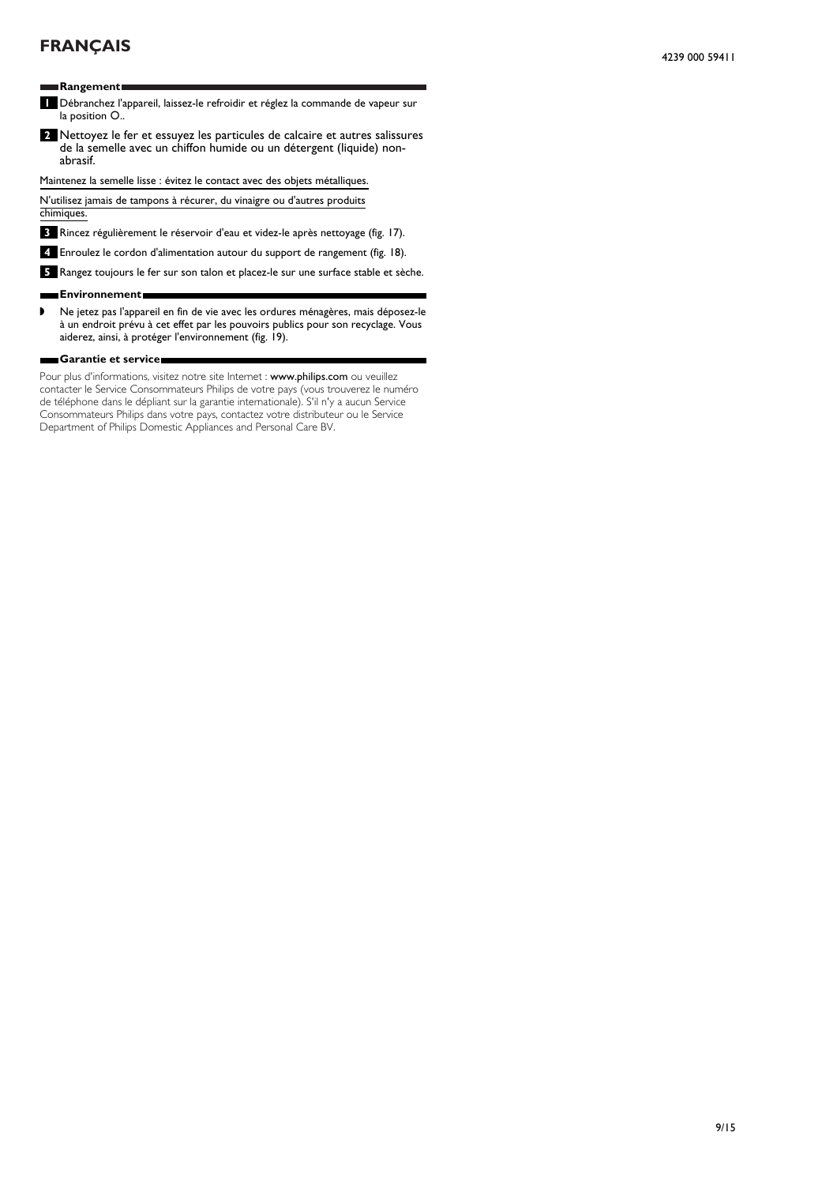# FRANÇAIS

## Rangement

1. Débranchez l'appareil, laissez-le refroidir et réglez la commande de vapeur sur la position O..
2. Nettoyez le fer et essuyez les particules de calcaire et autres salissures de la semelle avec un chiffon humide ou un détergent (liquide) non-abrasif.

Maintenez la semelle lisse : évitez le contact avec des objets métalliques.

N'utilisez jamais de tampons à récurer, du vinaigre ou d'autres produits chimiques.

3. Rincez régulièrement le réservoir d'eau et videz-le après nettoyage (fig. 17).
4. Enroulez le cordon d'alimentation autour du support de rangement (fig. 18).
5. Rangez toujours le fer sur son talon et placez-le sur une surface stable et sèche.

## Environnement

- Ne jetez pas l'appareil en fin de vie avec les ordures ménagères, mais déposez-le à un endroit prévu à cet effet par les pouvoirs publics pour son recyclage. Vous aiderez, ainsi, à protéger l'environnement (fig. 19).

## Garantie et service

Pour plus d'informations, visitez notre site Internet : **www.philips.com** ou veuillez contacter le Service Consommateurs Philips de votre pays (vous trouverez le numéro de téléphone dans le dépliant sur la garantie internationale). S'il n'y a aucun Service Consommateurs Philips dans votre pays, contactez votre distributeur ou le Service Department of Philips Domestic Appliances and Personal Care BV.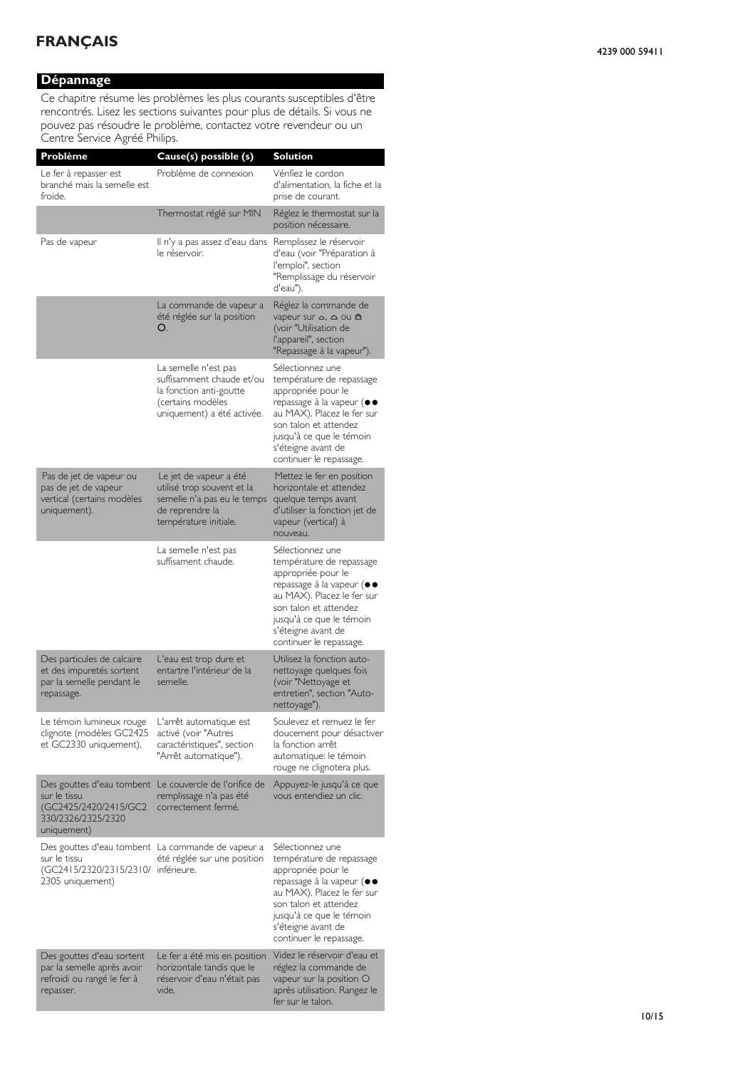# FRANÇAIS

## Dépannage

Ce chapitre résume les problèmes les plus courants susceptibles d'être rencontrés. Lisez les sections suivantes pour plus de détails. Si vous ne pouvez pas résoudre le problème, contactez votre revendeur ou un Centre Service Agréé Philips.

| Problème | Cause(s) possible (s) | Solution |
|---|---|---|
| Le fer à repasser est branché mais la semelle est froide. | Problème de connexion | Vérifiez le cordon d'alimentation, la fiche et la prise de courant. |
| | Thermostat réglé sur MIN | Réglez le thermostat sur la position nécessaire. |
| Pas de vapeur | Il n'y a pas assez d'eau dans le réservoir. | Remplissez le réservoir d'eau (voir "Préparation à l'emploi", section "Remplissage du réservoir d'eau"). |
| | La commande de vapeur a été réglée sur la position O. | Réglez la commande de vapeur sur ⌂, ⌂ ou ⌂ (voir "Utilisation de l'appareil", section "Repassage à la vapeur"). |
| | La semelle n'est pas suffisamment chaude et/ou la fonction anti-goutte (certains modèles uniquement) a été activée. | Sélectionnez une température de repassage appropriée pour le repassage à la vapeur (●● au MAX). Placez le fer sur son talon et attendez jusqu'à ce que le témoin s'éteigne avant de continuer le repassage. |
| Pas de jet de vapeur ou pas de jet de vapeur vertical (certains modèles uniquement). | Le jet de vapeur a été utilisé trop souvent et la semelle n'a pas eu le temps de reprendre la température initiale. | Mettez le fer en position horizontale et attendez quelque temps avant d'utiliser la fonction jet de vapeur (vertical) à nouveau. |
| | La semelle n'est pas suffisament chaude. | Sélectionnez une température de repassage appropriée pour le repassage à la vapeur (●● au MAX). Placez le fer sur son talon et attendez jusqu'à ce que le témoin s'éteigne avant de continuer le repassage. |
| Des particules de calcaire et des impuretés sortent par la semelle pendant le repassage. | L'eau est trop dure et entartre l'intérieur de la semelle. | Utilisez la fonction auto-nettoyage quelques fois (voir "Nettoyage et entretien", section "Auto-nettoyage"). |
| Le témoin lumineux rouge clignote (modèles GC2425 et GC2330 uniquement). | L'arrêt automatique est activé (voir "Autres caractéristiques", section "Arrêt automatique"). | Soulevez et remuez le fer doucement pour désactiver la fonction arrêt automatique: le témoin rouge ne clignotera plus. |
| Des gouttes d'eau tombent sur le tissu (GC2425/2420/2415/GC2330/2326/2325/2320 uniquement) | Le couvercle de l'orifice de remplissage n'a pas été correctement fermé. | Appuyez-le jusqu'à ce que vous entendiez un clic. |
| Des gouttes d'eau tombent sur le tissu (GC2415/2320/2315/2310/2305 uniquement) | La commande de vapeur a été réglée sur une position inférieure. | Sélectionnez une température de repassage appropriée pour le repassage à la vapeur (●● au MAX). Placez le fer sur son talon et attendez jusqu'à ce que le témoin s'éteigne avant de continuer le repassage. |
| Des gouttes d'eau sortent par la semelle après avoir refroidi ou rangé le fer à repasser. | Le fer a été mis en position horizontale tandis que le réservoir d'eau n'était pas vide. | Videz le réservoir d'eau et réglez la commande de vapeur sur la position O après utilisation. Rangez le fer sur le talon. |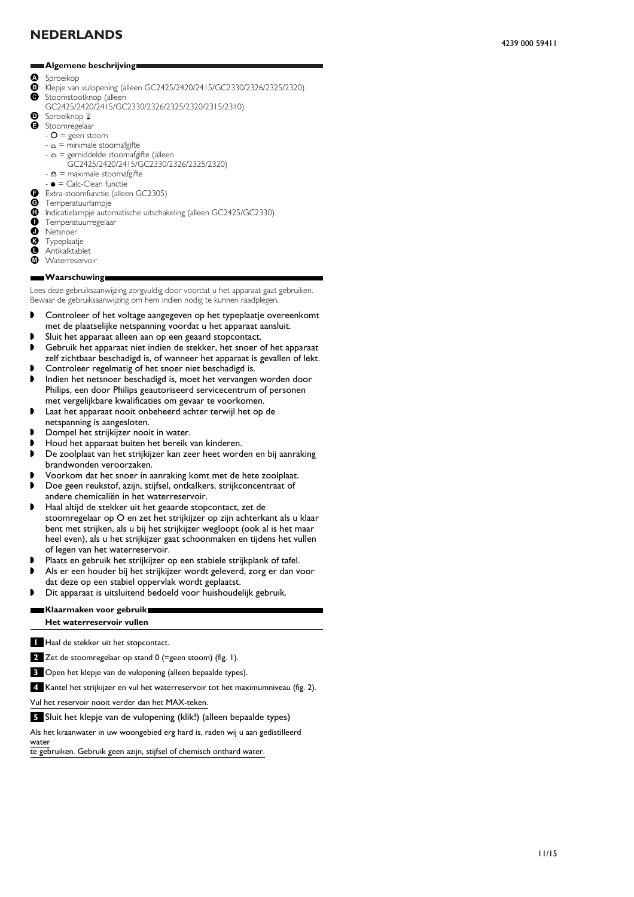# NEDERLANDS

4239 000 59411

## Algemene beschrijving

- **A** Sproeikop
- **B** Klepje van vulopening (alleen GC2425/2420/2415/GC2330/2326/2325/2320)
- **C** Stoomstootknop (alleen GC2425/2420/2415/GC2330/2326/2325/2320/2315/2310)
- **D** Sproeiknop
- **E** Stoomregelaar
  - O = geen stoom
  - ⌂ = minimale stoomafgifte
  - ⌂ = gemiddelde stoomafgifte (alleen GC2425/2420/2415/GC2330/2326/2325/2320)
  - ⌂ = maximale stoomafgifte
  - ● = Calc-Clean functie
- **F** Extra-stoomfunctie (alleen GC2305)
- **G** Temperatuurlampje
- **H** Indicatielampje automatische uitschakeling (alleen GC2425/GC2330)
- **I** Temperatuurregelaar
- **J** Netsnoer
- **K** Typeplaatje
- **L** Antikalktablet
- **M** Waterreservoir

## Waarschuwing

Lees deze gebruiksaanwijzing zorgvuldig door voordat u het apparaat gaat gebruiken. Bewaar de gebruiksaanwijzing om hem indien nodig te kunnen raadplegen.

- Controleer of het voltage aangegeven op het typeplaatje overeenkomt met de plaatselijke netspanning voordat u het apparaat aansluit.
- Sluit het apparaat alleen aan op een geaard stopcontact.
- Gebruik het apparaat niet indien de stekker, het snoer of het apparaat zelf zichtbaar beschadigd is, of wanneer het apparaat is gevallen of lekt.
- Controleer regelmatig of het snoer niet beschadigd is.
- Indien het netsnoer beschadigd is, moet het vervangen worden door Philips, een door Philips geautoriseerd servicecentrum of personen met vergelijkbare kwalificaties om gevaar te voorkomen.
- Laat het apparaat nooit onbeheerd achter terwijl het op de netspanning is aangesloten.
- Dompel het strijkijzer nooit in water.
- Houd het apparaat buiten het bereik van kinderen.
- De zoolplaat van het strijkijzer kan zeer heet worden en bij aanraking brandwonden veroorzaken.
- Voorkom dat het snoer in aanraking komt met de hete zoolplaat.
- Doe geen reukstof, azijn, stijfsel, ontkalkers, strijkconcentraat of andere chemicaliën in het waterreservoir.
- Haal altijd de stekker uit het geaarde stopcontact, zet de stoomregelaar op O en zet het strijkijzer op zijn achterkant als u klaar bent met strijken, als u bij het strijkijzer wegloopt (ook al is het maar heel even), als u het strijkijzer gaat schoonmaken en tijdens het vullen of legen van het waterreservoir.
- Plaats en gebruik het strijkijzer op een stabiele strijkplank of tafel.
- Als er een houder bij het strijkijzer wordt geleverd, zorg er dan voor dat deze op een stabiel oppervlak wordt geplaatst.
- Dit apparaat is uitsluitend bedoeld voor huishoudelijk gebruik.

## Klaarmaken voor gebruik

### Het waterreservoir vullen

1. Haal de stekker uit het stopcontact.
2. Zet de stoomregelaar op stand 0 (=geen stoom) (fig. 1).
3. Open het klepje van de vulopening (alleen bepaalde types).
4. Kantel het strijkijzer en vul het waterreservoir tot het maximumniveau (fig. 2).

Vul het reservoir nooit verder dan het MAX-teken.

5. Sluit het klepje van de vulopening (klik!) (alleen bepaalde types)

Als het kraanwater in uw woongebied erg hard is, raden wij u aan gedistilleerd water te gebruiken. Gebruik geen azijn, stijfsel of chemisch onthard water.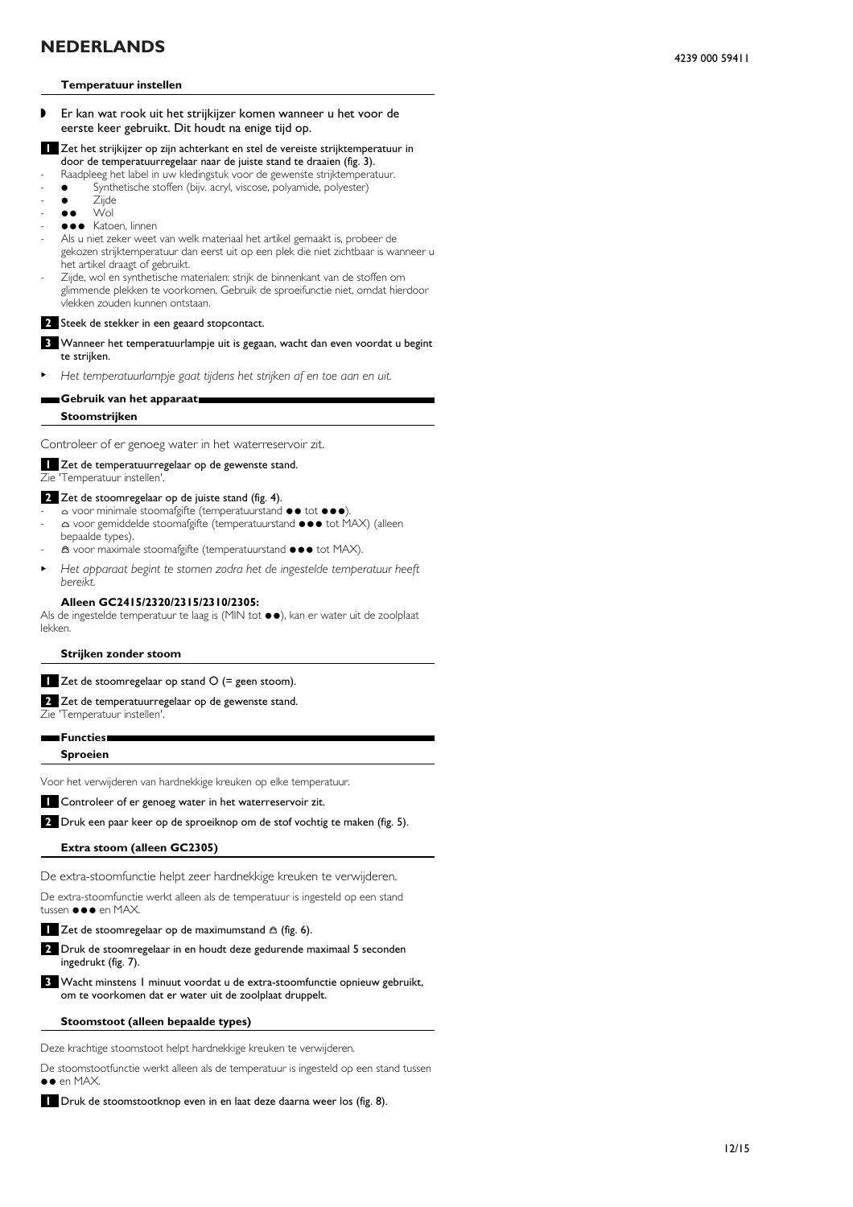# NEDERLANDS

### Temperatuur instellen

- Er kan wat rook uit het strijkijzer komen wanneer u het voor de eerste keer gebruikt. Dit houdt na enige tijd op.

**1** Zet het strijkijzer op zijn achterkant en stel de vereiste strijktemperatuur in door de temperatuurregelaar naar de juiste stand te draaien (fig. 3).

- Raadpleeg het label in uw kledingstuk voor de gewenste strijktemperatuur.
- ● Synthetische stoffen (bijv. acryl, viscose, polyamide, polyester)
- ● Zijde
- ●● Wol
- ●●● Katoen, linnen
- Als u niet zeker weet van welk materiaal het artikel gemaakt is, probeer de gekozen strijktemperatuur dan eerst uit op een plek die niet zichtbaar is wanneer u het artikel draagt of gebruikt.
- Zijde, wol en synthetische materialen: strijk de binnenkant van de stoffen om glimmende plekken te voorkomen. Gebruik de sproeifunctie niet, omdat hierdoor vlekken zouden kunnen ontstaan.

**2** Steek de stekker in een geaard stopcontact.

**3** Wanneer het temperatuurlampje uit is gegaan, wacht dan even voordat u begint te strijken.

- *Het temperatuurlampje gaat tijdens het strijken af en toe aan en uit.*

## Gebruik van het apparaat

### Stoomstrijken

Controleer of er genoeg water in het waterreservoir zit.

**1** Zet de temperatuurregelaar op de gewenste stand.
Zie 'Temperatuur instellen'.

**2** Zet de stoomregelaar op de juiste stand (fig. 4).

- ⌂ voor minimale stoomafgifte (temperatuurstand ●● tot ●●●).
- ⌂ voor gemiddelde stoomafgifte (temperatuurstand ●●● tot MAX) (alleen bepaalde types).
- ⌂ voor maximale stoomafgifte (temperatuurstand ●●● tot MAX).

- *Het apparaat begint te stomen zodra het de ingestelde temperatuur heeft bereikt.*

**Alleen GC2415/2320/2315/2310/2305:**
Als de ingestelde temperatuur te laag is (MIN tot ●●), kan er water uit de zoolplaat lekken.

### Strijken zonder stoom

**1** Zet de stoomregelaar op stand O (= geen stoom).

**2** Zet de temperatuurregelaar op de gewenste stand.
Zie 'Temperatuur instellen'.

## Functies

### Sproeien

Voor het verwijderen van hardnekkige kreuken op elke temperatuur.

**1** Controleer of er genoeg water in het waterreservoir zit.

**2** Druk een paar keer op de sproeiknop om de stof vochtig te maken (fig. 5).

### Extra stoom (alleen GC2305)

De extra-stoomfunctie helpt zeer hardnekkige kreuken te verwijderen.

De extra-stoomfunctie werkt alleen als de temperatuur is ingesteld op een stand tussen ●●● en MAX.

**1** Zet de stoomregelaar op de maximumstand ⌂ (fig. 6).

**2** Druk de stoomregelaar in en houdt deze gedurende maximaal 5 seconden ingedrukt (fig. 7).

**3** Wacht minstens 1 minuut voordat u de extra-stoomfunctie opnieuw gebruikt, om te voorkomen dat er water uit de zoolplaat druppelt.

### Stoomstoot (alleen bepaalde types)

Deze krachtige stoomstoot helpt hardnekkige kreuken te verwijderen.

De stoomstootfunctie werkt alleen als de temperatuur is ingesteld op een stand tussen ●● en MAX.

**1** Druk de stoomstootknop even in en laat deze daarna weer los (fig. 8).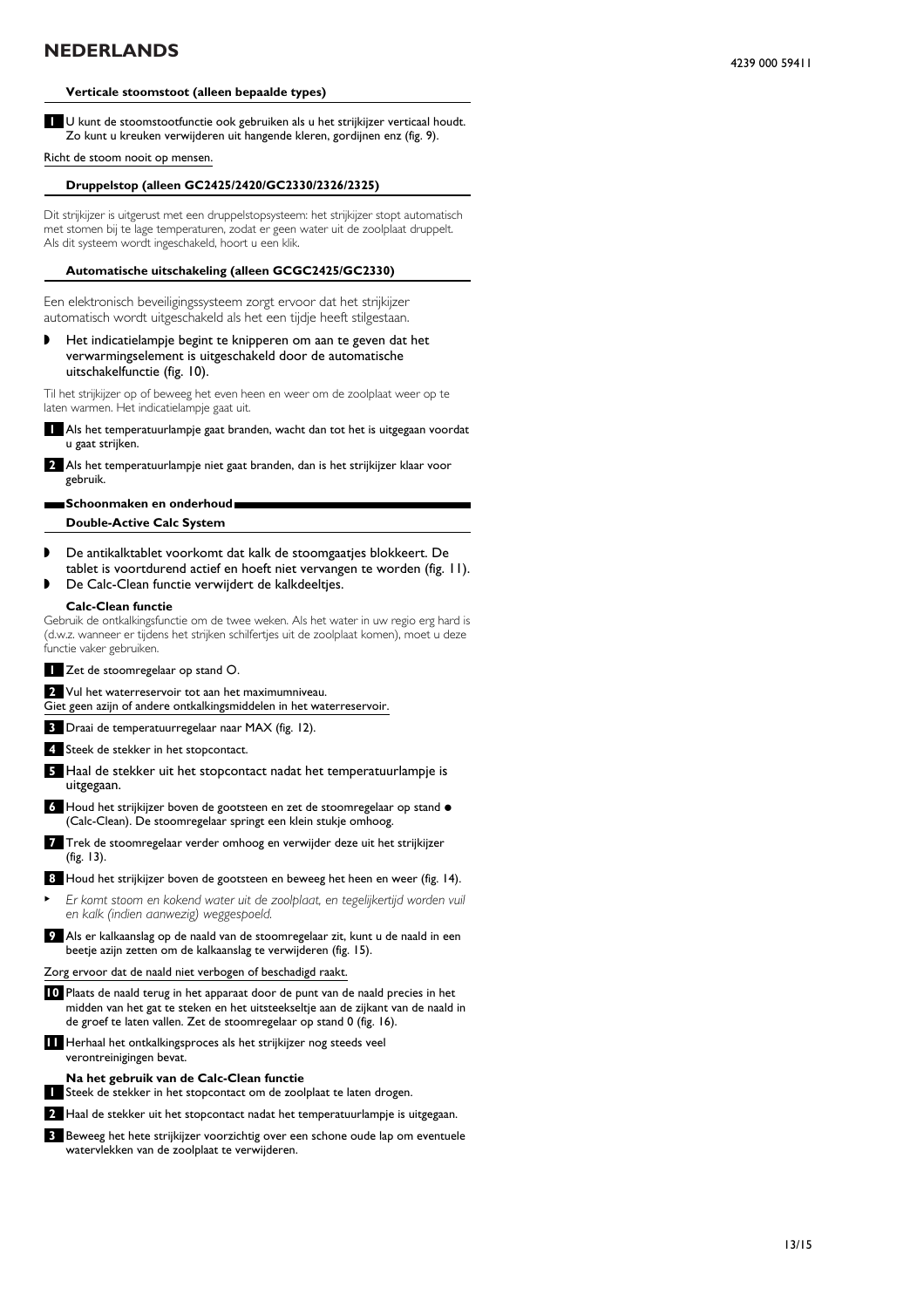## Verticale stoomstoot (alleen bepaalde types)

1 U kunt de stoomstootfunctie ook gebruiken als u het strijkijzer verticaal houdt. Zo kunt u kreuken verwijderen uit hangende kleren, gordijnen enz (fig. 9).

Richt de stoom nooit op mensen.

## Druppelstop (alleen GC2425/2420/GC2330/2326/2325)

Dit strijkijzer is uitgerust met een druppelstopsysteem: het strijkijzer stopt automatisch met stomen bij te lage temperaturen, zodat er geen water uit de zoolplaat druppelt. Als dit systeem wordt ingeschakeld, hoort u een klik.

## Automatische uitschakeling (alleen GCGC2425/GC2330)

Een elektronisch beveiligingssysteem zorgt ervoor dat het strijkijzer automatisch wordt uitgeschakeld als het een tijdje heeft stilgestaan.

- Het indicatielampje begint te knipperen om aan te geven dat het verwarmingselement is uitgeschakeld door de automatische uitschakelfunctie (fig. 10).

Til het strijkijzer op of beweeg het even heen en weer om de zoolplaat weer op te laten warmen. Het indicatielampje gaat uit.

1 Als het temperatuurlampje gaat branden, wacht dan tot het is uitgegaan voordat u gaat strijken.

2 Als het temperatuurlampje niet gaat branden, dan is het strijkijzer klaar voor gebruik.

# Schoonmaken en onderhoud

## Double-Active Calc System

- De antikalktablet voorkomt dat kalk de stoomgaatjes blokkeert. De tablet is voortdurend actief en hoeft niet vervangen te worden (fig. 11).
- De Calc-Clean functie verwijdert de kalkdeeltjes.

### Calc-Clean functie

Gebruik de ontkalkingsfunctie om de twee weken. Als het water in uw regio erg hard is (d.w.z. wanneer er tijdens het strijken schilfertjes uit de zoolplaat komen), moet u deze functie vaker gebruiken.

1 Zet de stoomregelaar op stand O.

2 Vul het waterreservoir tot aan het maximumniveau.

Giet geen azijn of andere ontkalkingsmiddelen in het waterreservoir.

3 Draai de temperatuurregelaar naar MAX (fig. 12).

4 Steek de stekker in het stopcontact.

5 Haal de stekker uit het stopcontact nadat het temperatuurlampje is uitgegaan.

6 Houd het strijkijzer boven de gootsteen en zet de stoomregelaar op stand ● (Calc-Clean). De stoomregelaar springt een klein stukje omhoog.

7 Trek de stoomregelaar verder omhoog en verwijder deze uit het strijkijzer (fig. 13).

8 Houd het strijkijzer boven de gootsteen en beweeg het heen en weer (fig. 14).

- *Er komt stoom en kokend water uit de zoolplaat, en tegelijkertijd worden vuil en kalk (indien aanwezig) weggespoeld.*

9 Als er kalkaanslag op de naald van de stoomregelaar zit, kunt u de naald in een beetje azijn zetten om de kalkaanslag te verwijderen (fig. 15).

Zorg ervoor dat de naald niet verbogen of beschadigd raakt.

10 Plaats de naald terug in het apparaat door de punt van de naald precies in het midden van het gat te steken en het uitsteekseltje aan de zijkant van de naald in de groef te laten vallen. Zet de stoomregelaar op stand 0 (fig. 16).

11 Herhaal het ontkalkingsproces als het strijkijzer nog steeds veel verontreinigingen bevat.

### Na het gebruik van de Calc-Clean functie

1 Steek de stekker in het stopcontact om de zoolplaat te laten drogen.

2 Haal de stekker uit het stopcontact nadat het temperatuurlampje is uitgegaan.

3 Beweeg het hete strijkijzer voorzichtig over een schone oude lap om eventuele watervlekken van de zoolplaat te verwijderen.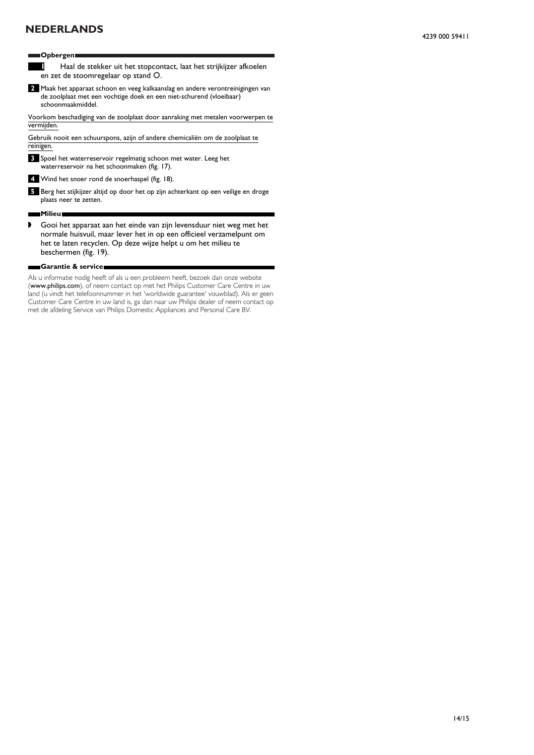# NEDERLANDS

4239 000 59411

## Opbergen

1. Haal de stekker uit het stopcontact, laat het strijkijzer afkoelen en zet de stoomregelaar op stand O.
2. Maak het apparaat schoon en veeg kalkaanslag en andere verontreinigingen van de zoolplaat met een vochtige doek en een niet-schurend (vloeibaar) schoonmaakmiddel.

Voorkom beschadiging van de zoolplaat door aanraking met metalen voorwerpen te vermijden.

Gebruik nooit een schuurspons, azijn of andere chemicaliën om de zoolplaat te reinigen.

3. Spoel het waterreservoir regelmatig schoon met water. Leeg het waterreservoir na het schoonmaken (fig. 17).
4. Wind het snoer rond de snoerhaspel (fig. 18).
5. Berg het stijkijzer altijd op door het op zijn achterkant op een veilige en droge plaats neer te zetten.

## Milieu

- Gooi het apparaat aan het einde van zijn levensduur niet weg met het normale huisvuil, maar lever het in op een officieel verzamelpunt om het te laten recyclen. Op deze wijze helpt u om het milieu te beschermen (fig. 19).

## Garantie & service

Als u informatie nodig heeft of als u een probleem heeft, bezoek dan onze website (**www.philips.com**), of neem contact op met het Philips Customer Care Centre in uw land (u vindt het telefoonnummer in het 'worldwide guarantee' vouwblad). Als er geen Customer Care Centre in uw land is, ga dan naar uw Philips dealer of neem contact op met de afdeling Service van Philips Domestic Appliances and Personal Care BV.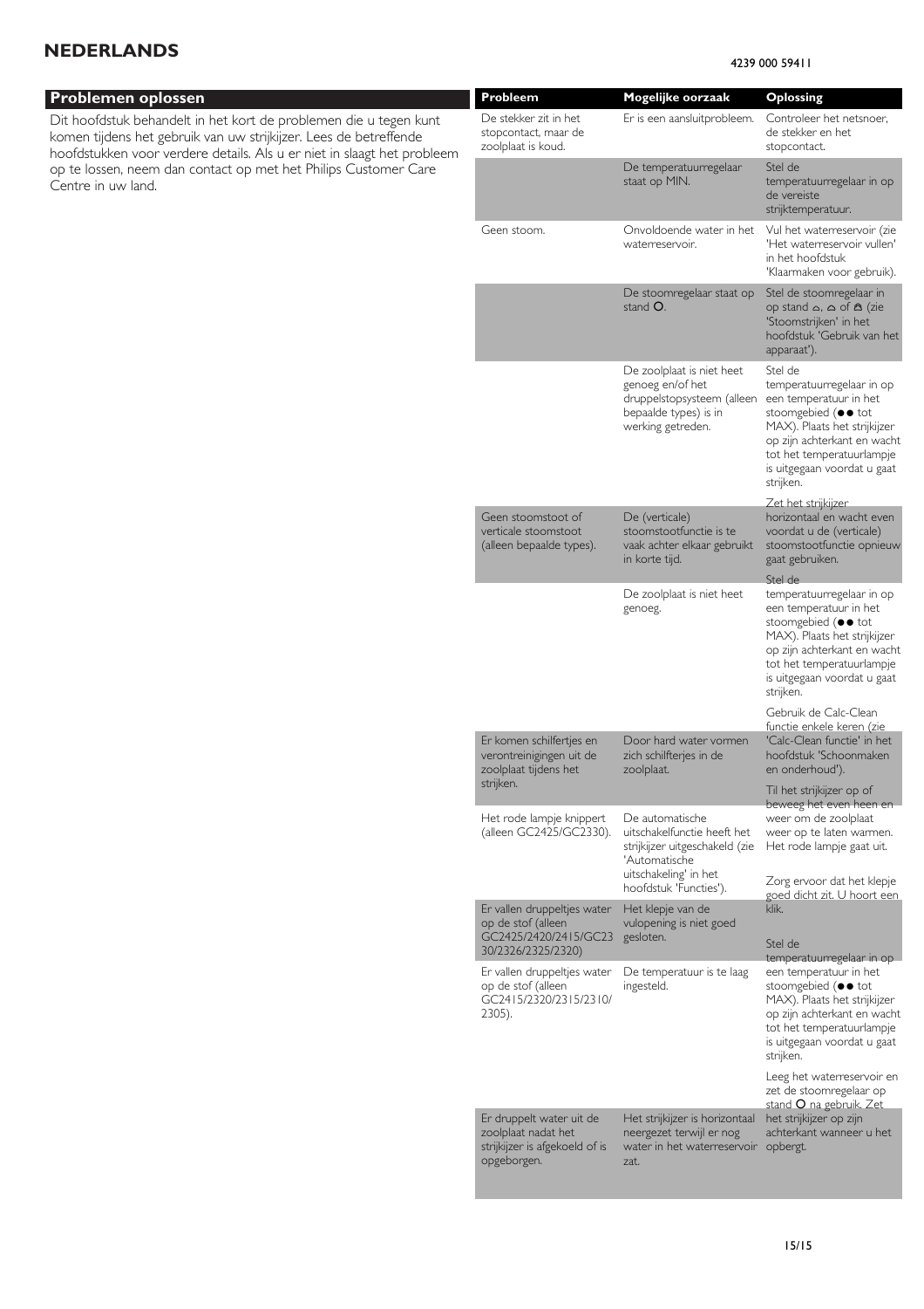## Problemen oplossen

Dit hoofdstuk behandelt in het kort de problemen die u tegen kunt komen tijdens het gebruik van uw strijkijzer. Lees de betreffende hoofdstukken voor verdere details. Als u er niet in slaagt het probleem op te lossen, neem dan contact op met het Philips Customer Care Centre in uw land.

| Probleem | Mogelijke oorzaak | Oplossing |
|---|---|---|
| De stekker zit in het stopcontact, maar de zoolplaat is koud. | Er is een aansluitprobleem. | Controleer het netsnoer, de stekker en het stopcontact. |
| | De temperatuurregelaar staat op MIN. | Stel de temperatuurregelaar in op de vereiste strijktemperatuur. |
| Geen stoom. | Onvoldoende water in het waterreservoir. | Vul het waterreservoir (zie 'Het waterreservoir vullen' in het hoofdstuk 'Klaarmaken voor gebruik). |
| | De stoomregelaar staat op stand O. | Stel de stoomregelaar in op stand ⌓, ⌓ of ⌓ (zie 'Stoomstrijken' in het hoofdstuk 'Gebruik van het apparaat'). |
| | De zoolplaat is niet heet genoeg en/of het druppelstopsysteem (alleen bepaalde types) is in werking getreden. | Stel de temperatuurregelaar in op een temperatuur in het stoomgebied (●● tot MAX). Plaats het strijkijzer op zijn achterkant en wacht tot het temperatuurlampje is uitgegaan voordat u gaat strijken. |
| Geen stoomstoot of verticale stoomstoot (alleen bepaalde types). | De (verticale) stoomstootfunctie is te vaak achter elkaar gebruikt in korte tijd. | Zet het strijkijzer horizontaal en wacht even voordat u de (verticale) stoomstootfunctie opnieuw gaat gebruiken. |
| | De zoolplaat is niet heet genoeg. | Stel de temperatuurregelaar in op een temperatuur in het stoomgebied (●● tot MAX). Plaats het strijkijzer op zijn achterkant en wacht tot het temperatuurlampje is uitgegaan voordat u gaat strijken. |
| Er komen schilfertjes en verontreinigingen uit de zoolplaat tijdens het strijken. | Door hard water vormen zich schilfertjes in de zoolplaat. | Gebruik de Calc-Clean functie enkele keren (zie 'Calc-Clean functie' in het hoofdstuk 'Schoonmaken en onderhoud'). |
| Het rode lampje knippert (alleen GC2425/GC2330). | De automatische uitschakelfunctie heeft het strijkijzer uitgeschakeld (zie 'Automatische uitschakeling' in het hoofdstuk 'Functies'). | Til het strijkijzer op of beweeg het even heen en weer om de zoolplaat weer op te laten warmen. Het rode lampje gaat uit. |
| Er vallen druppeltjes water op de stof (alleen GC2425/2420/2415/GC2330/2326/2325/2320) | Het klepje van de vulopening is niet goed gesloten. | Zorg ervoor dat het klepje goed dicht zit. U hoort een klik. |
| Er vallen druppeltjes water op de stof (alleen GC2415/2320/2315/2310/2305). | De temperatuur is te laag ingesteld. | Stel de temperatuurregelaar in op een temperatuur in het stoomgebied (●● tot MAX). Plaats het strijkijzer op zijn achterkant en wacht tot het temperatuurlampje is uitgegaan voordat u gaat strijken. |
| Er druppelt water uit de zoolplaat nadat het strijkijzer is afgekoeld of is opgeborgen. | Het strijkijzer is horizontaal neergezet terwijl er nog water in het waterreservoir zat. | Leeg het waterreservoir en zet de stoomregelaar op stand O na gebruik. Zet het strijkijzer op zijn achterkant wanneer u het opbergt. |